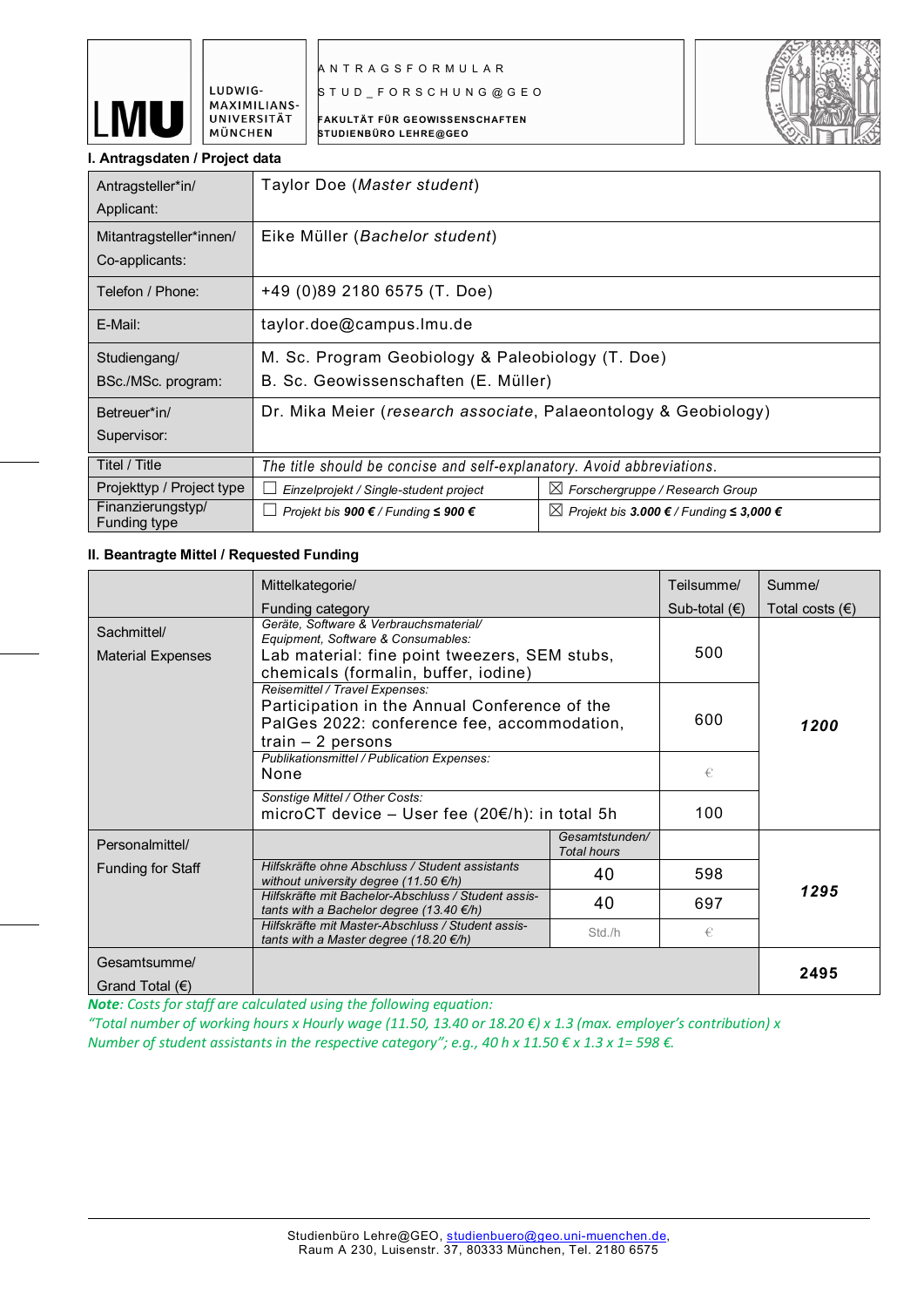ANTRAGSFORMULAR

STUD_FORSCHUNG@GEO

FAKULTÄT FÜR GEOWISSENSCHAFTEN
STUDIENBÜRO LEHRE@GEO

LMU LUDWIG-MAXIMILIANS-UNIVERSITÄT MÜNCHEN

### I. Antragsdaten / Project data

| | | |
|---|---|---|
| Antragsteller*in/ Applicant: | Taylor Doe (*Master student*) | |
| Mitantragsteller*innen/ Co-applicants: | Eike Müller (*Bachelor student*) | |
| Telefon / Phone: | +49 (0)89 2180 6575 (T. Doe) | |
| E-Mail: | taylor.doe@campus.lmu.de | |
| Studiengang/ BSc./MSc. program: | M. Sc. Program Geobiology & Paleobiology (T. Doe)<br>B. Sc. Geowissenschaften (E. Müller) | |
| Betreuer*in/ Supervisor: | Dr. Mika Meier (*research associate*, Palaeontology & Geobiology) | |
| Titel / Title | *The title should be concise and self-explanatory. Avoid abbreviations.* | |
| Projekttyp / Project type | ☐ *Einzelprojekt / Single-student project* | ☒ *Forschergruppe / Research Group* |
| Finanzierungstyp/ Funding type | ☐ *Projekt bis **900 €** / Funding **≤ 900 €*** | ☒ *Projekt bis **3.000 €** / Funding **≤ 3,000 €*** |

### II. Beantragte Mittel / Requested Funding

| | Mittelkategorie/ Funding category | | Teilsumme/ Sub-total (€) | Summe/ Total costs (€) |
|---|---|---|---|---|
| Sachmittel/ Material Expenses | *Geräte, Software & Verbrauchsmaterial/ Equipment, Software & Consumables:*<br>Lab material: fine point tweezers, SEM stubs, chemicals (formalin, buffer, iodine) | | 500 | ***1200*** |
| | *Reisemittel / Travel Expenses:*<br>Participation in the Annual Conference of the PalGes 2022: conference fee, accommodation, train – 2 persons | | 600 | |
| | *Publikationsmittel / Publication Expenses:*<br>None | | € | |
| | *Sonstige Mittel / Other Costs:*<br>microCT device – User fee (20€/h): in total 5h | | 100 | |
| Personalmittel/ Funding for Staff | | *Gesamtstunden/ Total hours* | | ***1295*** |
| | *Hilfskräfte ohne Abschluss / Student assistants without university degree (11.50 €/h)* | 40 | 598 | |
| | *Hilfskräfte mit Bachelor-Abschluss / Student assistants with a Bachelor degree (13.40 €/h)* | 40 | 697 | |
| | *Hilfskräfte mit Master-Abschluss / Student assistants with a Master degree (18.20 €/h)* | Std./h | € | |
| Gesamtsumme/ Grand Total (€) | | | | **2495** |

***Note**: Costs for staff are calculated using the following equation:*
*"Total number of working hours x Hourly wage (11.50, 13.40 or 18.20 €) x 1.3 (max. employer's contribution) x Number of student assistants in the respective category"; e.g., 40 h x 11.50 € x 1.3 x 1= 598 €.*

Studienbüro Lehre@GEO, studienbuero@geo.uni-muenchen.de,
Raum A 230, Luisenstr. 37, 80333 München, Tel. 2180 6575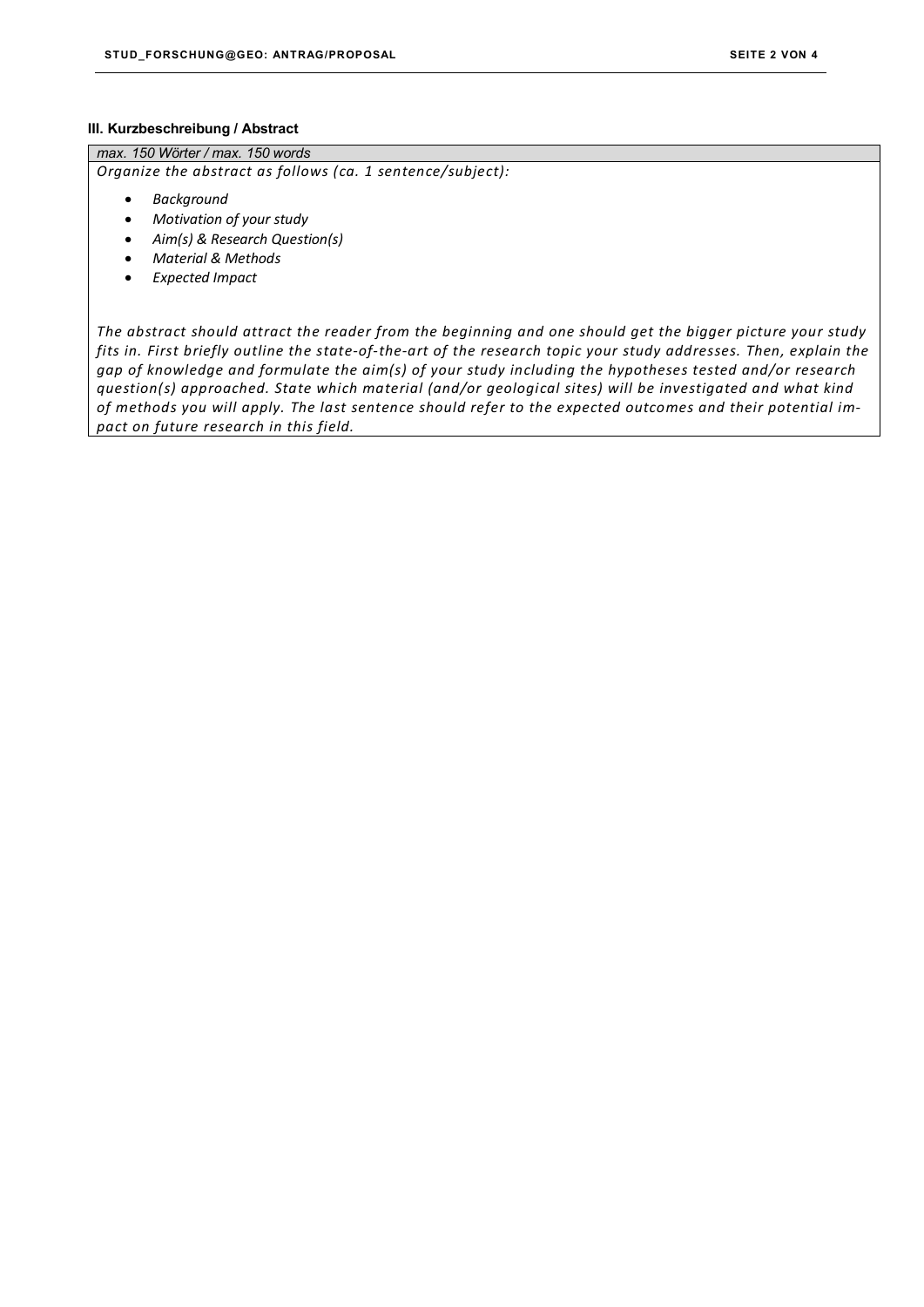### III. Kurzbeschreibung / Abstract

*max. 150 Wörter / max. 150 words*

*Organize the abstract as follows (ca. 1 sentence/subject):*

- *Background*
- *Motivation of your study*
- *Aim(s) & Research Question(s)*
- *Material & Methods*
- *Expected Impact*

*The abstract should attract the reader from the beginning and one should get the bigger picture your study fits in. First briefly outline the state-of-the-art of the research topic your study addresses. Then, explain the gap of knowledge and formulate the aim(s) of your study including the hypotheses tested and/or research question(s) approached. State which material (and/or geological sites) will be investigated and what kind of methods you will apply. The last sentence should refer to the expected outcomes and their potential impact on future research in this field.*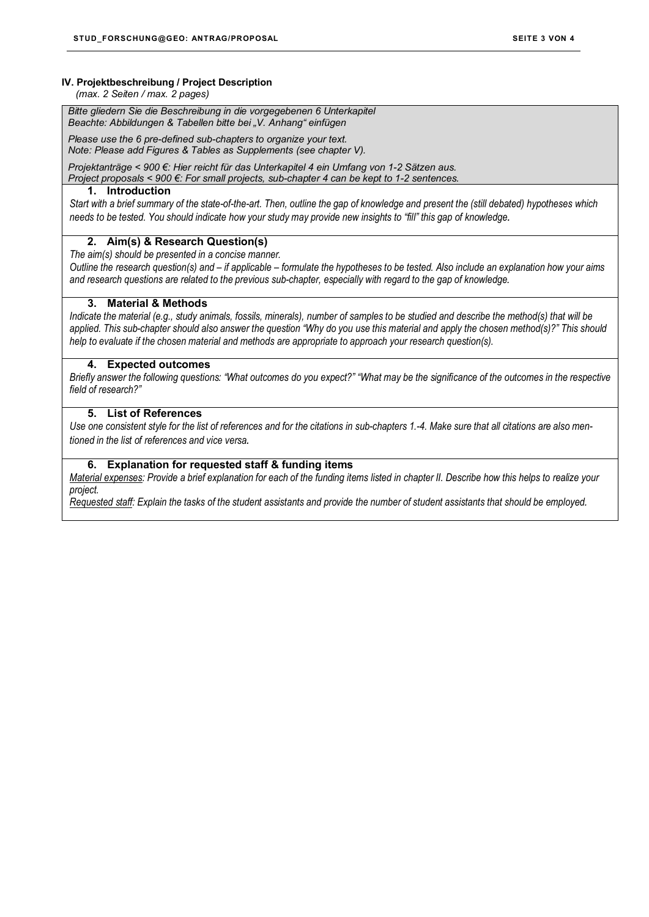## IV. Projektbeschreibung / Project Description

*(max. 2 Seiten / max. 2 pages)*

*Bitte gliedern Sie die Beschreibung in die vorgegebenen 6 Unterkapitel*
*Beachte: Abbildungen & Tabellen bitte bei „V. Anhang“ einfügen*

*Please use the 6 pre-defined sub-chapters to organize your text.*
*Note: Please add Figures & Tables as Supplements (see chapter V).*

*Projektanträge < 900 €: Hier reicht für das Unterkapitel 4 ein Umfang von 1-2 Sätzen aus.*
*Project proposals < 900 €: For small projects, sub-chapter 4 can be kept to 1-2 sentences.*

### 1. Introduction

*Start with a brief summary of the state-of-the-art. Then, outline the gap of knowledge and present the (still debated) hypotheses which needs to be tested. You should indicate how your study may provide new insights to "fill" this gap of knowledge.*

### 2. Aim(s) & Research Question(s)

*The aim(s) should be presented in a concise manner.*
*Outline the research question(s) and – if applicable – formulate the hypotheses to be tested. Also include an explanation how your aims and research questions are related to the previous sub-chapter, especially with regard to the gap of knowledge.*

### 3. Material & Methods

*Indicate the material (e.g., study animals, fossils, minerals), number of samples to be studied and describe the method(s) that will be applied. This sub-chapter should also answer the question "Why do you use this material and apply the chosen method(s)?" This should help to evaluate if the chosen material and methods are appropriate to approach your research question(s).*

### 4. Expected outcomes

*Briefly answer the following questions: "What outcomes do you expect?" "What may be the significance of the outcomes in the respective field of research?"*

### 5. List of References

*Use one consistent style for the list of references and for the citations in sub-chapters 1.-4. Make sure that all citations are also mentioned in the list of references and vice versa.*

### 6. Explanation for requested staff & funding items

*Material expenses: Provide a brief explanation for each of the funding items listed in chapter II. Describe how this helps to realize your project.*

*Requested staff: Explain the tasks of the student assistants and provide the number of student assistants that should be employed.*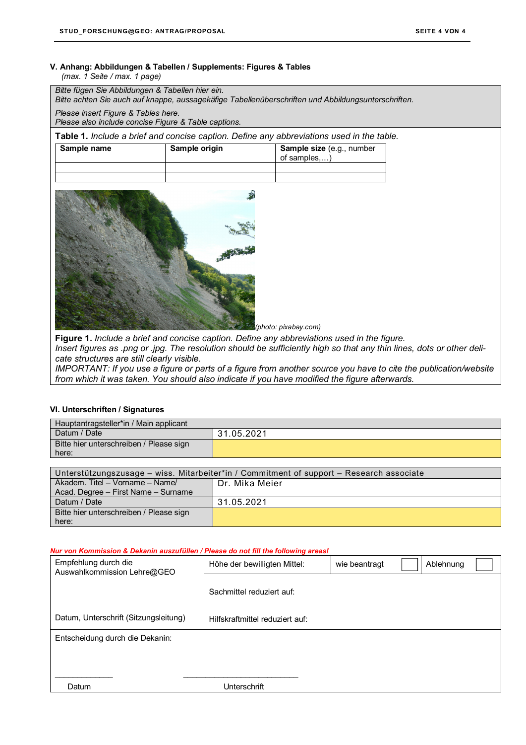## V. Anhang: Abbildungen & Tabellen / Supplements: Figures & Tables

*(max. 1 Seite / max. 1 page)*

*Bitte fügen Sie Abbildungen & Tabellen hier ein.*
*Bitte achten Sie auch auf knappe, aussagekäfige Tabellenüberschriften und Abbildungsunterschriften.*

*Please insert Figure & Tables here.*
*Please also include concise Figure & Table captions.*

**Table 1.** *Include a brief and concise caption. Define any abbreviations used in the table.*

| **Sample name** | **Sample origin** | **Sample size** (e.g., number of samples,…) |
|---|---|---|
| | | |
| | | |

*(photo: pixabay.com)*

**Figure 1.** *Include a brief and concise caption. Define any abbreviations used in the figure.*
*Insert figures as .png or .jpg. The resolution should be sufficiently high so that any thin lines, dots or other delicate structures are still clearly visible.*
*IMPORTANT: If you use a figure or parts of a figure from another source you have to cite the publication/website from which it was taken. You should also indicate if you have modified the figure afterwards.*

## VI. Unterschriften / Signatures

| Hauptantragsteller*in / Main applicant | |
|---|---|
| Datum / Date | 31.05.2021 |
| Bitte hier unterschreiben / Please sign here: | |

| Unterstützungszusage – wiss. Mitarbeiter*in / Commitment of support – Research associate | |
|---|---|
| Akadem. Titel – Vorname – Name/ Acad. Degree – First Name – Surname | Dr. Mika Meier |
| Datum / Date | 31.05.2021 |
| Bitte hier unterschreiben / Please sign here: | |

***Nur von Kommission & Dekanin auszufüllen / Please do not fill the following areas!***

| Empfehlung durch die Auswahlkommission Lehre@GEO | Höhe der bewilligten Mittel: | wie beantragt ☐ | Ablehnung ☐ |
|---|---|---|---|
| | Sachmittel reduziert auf: | | |
| Datum, Unterschrift (Sitzungsleitung) | Hilfskraftmittel reduziert auf: | | |

Entscheidung durch die Dekanin:

_____________ ___________________________

Datum Unterschrift